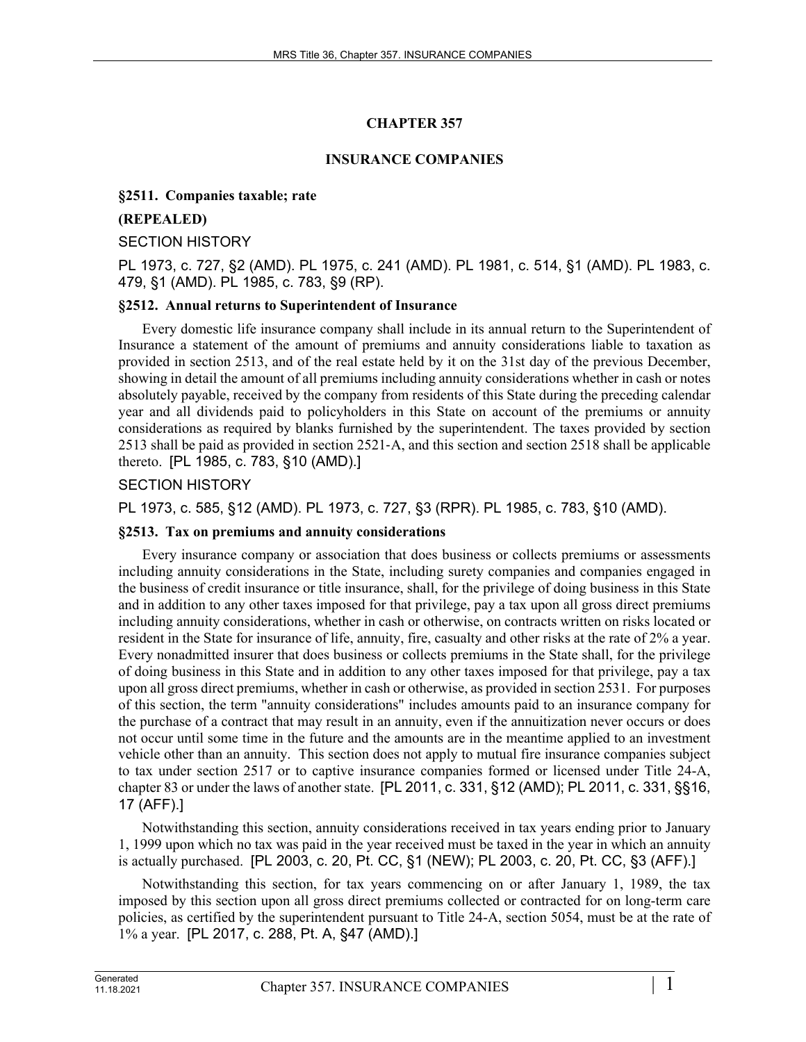# CHAPTER 357

## INSURANCE COMPANIES

### §2511. Companies taxable; rate

**(REPEALED)**

SECTION HISTORY

PL 1973, c. 727, §2 (AMD). PL 1975, c. 241 (AMD). PL 1981, c. 514, §1 (AMD). PL 1983, c. 479, §1 (AMD). PL 1985, c. 783, §9 (RP).

### §2512. Annual returns to Superintendent of Insurance

Every domestic life insurance company shall include in its annual return to the Superintendent of Insurance a statement of the amount of premiums and annuity considerations liable to taxation as provided in section 2513, and of the real estate held by it on the 31st day of the previous December, showing in detail the amount of all premiums including annuity considerations whether in cash or notes absolutely payable, received by the company from residents of this State during the preceding calendar year and all dividends paid to policyholders in this State on account of the premiums or annuity considerations as required by blanks furnished by the superintendent. The taxes provided by section 2513 shall be paid as provided in section 2521-A, and this section and section 2518 shall be applicable thereto. [PL 1985, c. 783, §10 (AMD).]

SECTION HISTORY

PL 1973, c. 585, §12 (AMD). PL 1973, c. 727, §3 (RPR). PL 1985, c. 783, §10 (AMD).

### §2513. Tax on premiums and annuity considerations

Every insurance company or association that does business or collects premiums or assessments including annuity considerations in the State, including surety companies and companies engaged in the business of credit insurance or title insurance, shall, for the privilege of doing business in this State and in addition to any other taxes imposed for that privilege, pay a tax upon all gross direct premiums including annuity considerations, whether in cash or otherwise, on contracts written on risks located or resident in the State for insurance of life, annuity, fire, casualty and other risks at the rate of 2% a year. Every nonadmitted insurer that does business or collects premiums in the State shall, for the privilege of doing business in this State and in addition to any other taxes imposed for that privilege, pay a tax upon all gross direct premiums, whether in cash or otherwise, as provided in section 2531. For purposes of this section, the term "annuity considerations" includes amounts paid to an insurance company for the purchase of a contract that may result in an annuity, even if the annuitization never occurs or does not occur until some time in the future and the amounts are in the meantime applied to an investment vehicle other than an annuity. This section does not apply to mutual fire insurance companies subject to tax under section 2517 or to captive insurance companies formed or licensed under Title 24-A, chapter 83 or under the laws of another state. [PL 2011, c. 331, §12 (AMD); PL 2011, c. 331, §§16, 17 (AFF).]

Notwithstanding this section, annuity considerations received in tax years ending prior to January 1, 1999 upon which no tax was paid in the year received must be taxed in the year in which an annuity is actually purchased. [PL 2003, c. 20, Pt. CC, §1 (NEW); PL 2003, c. 20, Pt. CC, §3 (AFF).]

Notwithstanding this section, for tax years commencing on or after January 1, 1989, the tax imposed by this section upon all gross direct premiums collected or contracted for on long-term care policies, as certified by the superintendent pursuant to Title 24-A, section 5054, must be at the rate of 1% a year. [PL 2017, c. 288, Pt. A, §47 (AMD).]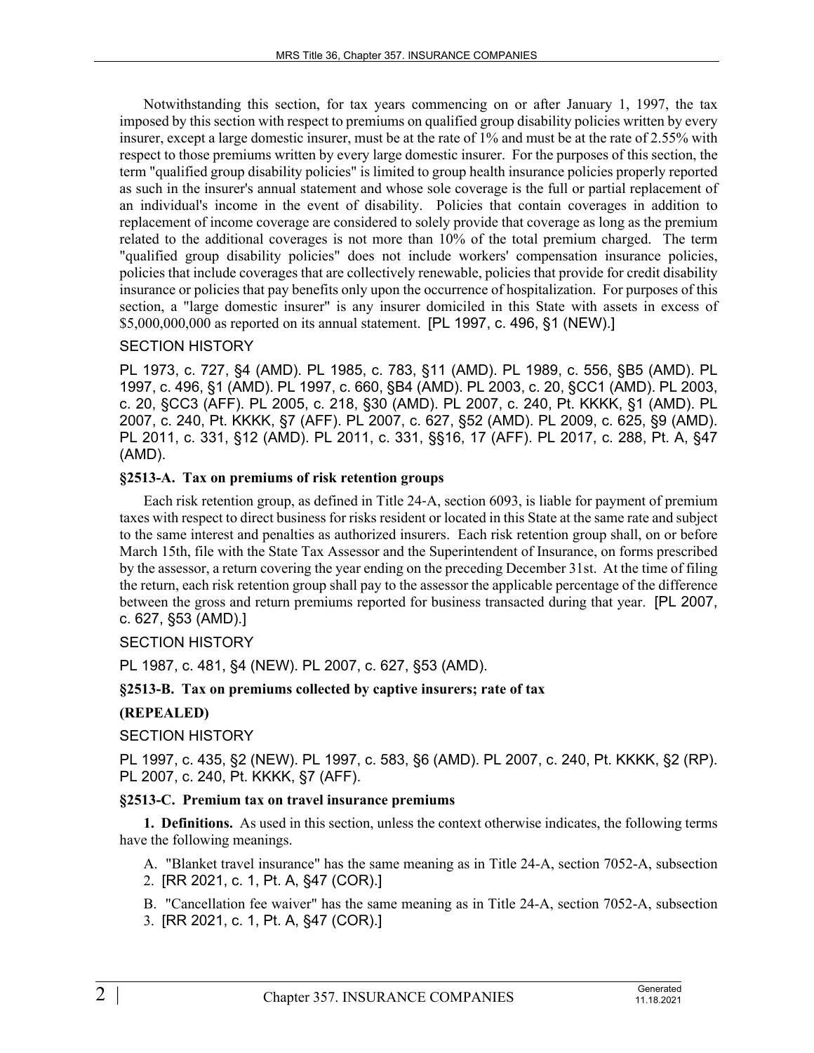Notwithstanding this section, for tax years commencing on or after January 1, 1997, the tax imposed by this section with respect to premiums on qualified group disability policies written by every insurer, except a large domestic insurer, must be at the rate of 1% and must be at the rate of 2.55% with respect to those premiums written by every large domestic insurer. For the purposes of this section, the term "qualified group disability policies" is limited to group health insurance policies properly reported as such in the insurer's annual statement and whose sole coverage is the full or partial replacement of an individual's income in the event of disability. Policies that contain coverages in addition to replacement of income coverage are considered to solely provide that coverage as long as the premium related to the additional coverages is not more than 10% of the total premium charged. The term "qualified group disability policies" does not include workers' compensation insurance policies, policies that include coverages that are collectively renewable, policies that provide for credit disability insurance or policies that pay benefits only upon the occurrence of hospitalization. For purposes of this section, a "large domestic insurer" is any insurer domiciled in this State with assets in excess of $5,000,000,000 as reported on its annual statement. [PL 1997, c. 496, §1 (NEW).]

SECTION HISTORY

PL 1973, c. 727, §4 (AMD). PL 1985, c. 783, §11 (AMD). PL 1989, c. 556, §B5 (AMD). PL 1997, c. 496, §1 (AMD). PL 1997, c. 660, §B4 (AMD). PL 2003, c. 20, §CC1 (AMD). PL 2003, c. 20, §CC3 (AFF). PL 2005, c. 218, §30 (AMD). PL 2007, c. 240, Pt. KKKK, §1 (AMD). PL 2007, c. 240, Pt. KKKK, §7 (AFF). PL 2007, c. 627, §52 (AMD). PL 2009, c. 625, §9 (AMD). PL 2011, c. 331, §12 (AMD). PL 2011, c. 331, §§16, 17 (AFF). PL 2017, c. 288, Pt. A, §47 (AMD).

**§2513-A. Tax on premiums of risk retention groups**

Each risk retention group, as defined in Title 24-A, section 6093, is liable for payment of premium taxes with respect to direct business for risks resident or located in this State at the same rate and subject to the same interest and penalties as authorized insurers. Each risk retention group shall, on or before March 15th, file with the State Tax Assessor and the Superintendent of Insurance, on forms prescribed by the assessor, a return covering the year ending on the preceding December 31st. At the time of filing the return, each risk retention group shall pay to the assessor the applicable percentage of the difference between the gross and return premiums reported for business transacted during that year. [PL 2007, c. 627, §53 (AMD).]

SECTION HISTORY

PL 1987, c. 481, §4 (NEW). PL 2007, c. 627, §53 (AMD).

**§2513-B. Tax on premiums collected by captive insurers; rate of tax**

**(REPEALED)**

SECTION HISTORY

PL 1997, c. 435, §2 (NEW). PL 1997, c. 583, §6 (AMD). PL 2007, c. 240, Pt. KKKK, §2 (RP). PL 2007, c. 240, Pt. KKKK, §7 (AFF).

**§2513-C. Premium tax on travel insurance premiums**

**1. Definitions.** As used in this section, unless the context otherwise indicates, the following terms have the following meanings.

A. "Blanket travel insurance" has the same meaning as in Title 24-A, section 7052-A, subsection 2. [RR 2021, c. 1, Pt. A, §47 (COR).]

B. "Cancellation fee waiver" has the same meaning as in Title 24-A, section 7052-A, subsection 3. [RR 2021, c. 1, Pt. A, §47 (COR).]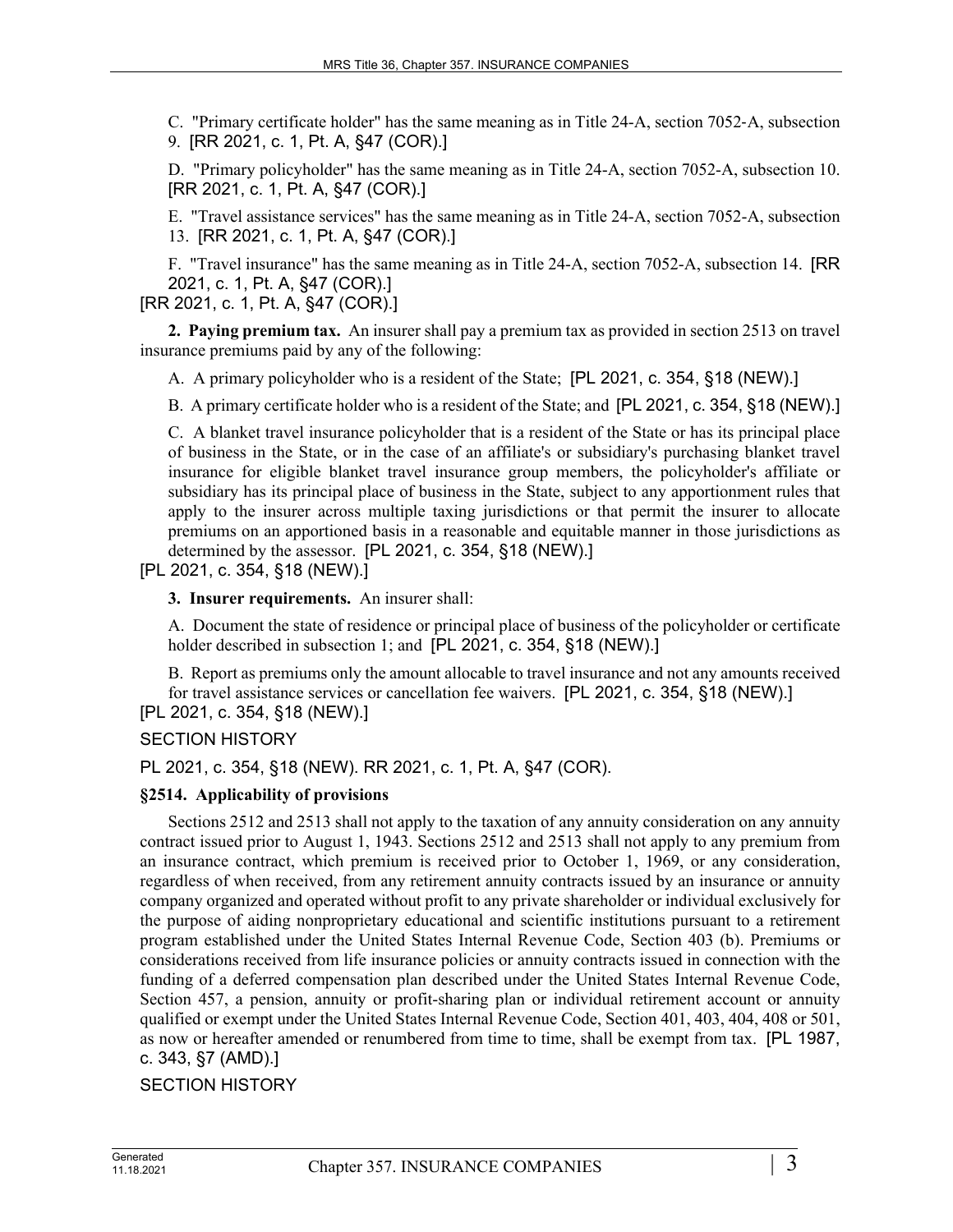C. "Primary certificate holder" has the same meaning as in Title 24-A, section 7052-A, subsection 9. [RR 2021, c. 1, Pt. A, §47 (COR).]

D. "Primary policyholder" has the same meaning as in Title 24-A, section 7052-A, subsection 10. [RR 2021, c. 1, Pt. A, §47 (COR).]

E. "Travel assistance services" has the same meaning as in Title 24-A, section 7052-A, subsection 13. [RR 2021, c. 1, Pt. A, §47 (COR).]

F. "Travel insurance" has the same meaning as in Title 24-A, section 7052-A, subsection 14. [RR 2021, c. 1, Pt. A, §47 (COR).]

[RR 2021, c. 1, Pt. A, §47 (COR).]

**2. Paying premium tax.** An insurer shall pay a premium tax as provided in section 2513 on travel insurance premiums paid by any of the following:

A. A primary policyholder who is a resident of the State; [PL 2021, c. 354, §18 (NEW).]

B. A primary certificate holder who is a resident of the State; and [PL 2021, c. 354, §18 (NEW).]

C. A blanket travel insurance policyholder that is a resident of the State or has its principal place of business in the State, or in the case of an affiliate's or subsidiary's purchasing blanket travel insurance for eligible blanket travel insurance group members, the policyholder's affiliate or subsidiary has its principal place of business in the State, subject to any apportionment rules that apply to the insurer across multiple taxing jurisdictions or that permit the insurer to allocate premiums on an apportioned basis in a reasonable and equitable manner in those jurisdictions as determined by the assessor. [PL 2021, c. 354, §18 (NEW).]

[PL 2021, c. 354, §18 (NEW).]

**3. Insurer requirements.** An insurer shall:

A. Document the state of residence or principal place of business of the policyholder or certificate holder described in subsection 1; and [PL 2021, c. 354, §18 (NEW).]

B. Report as premiums only the amount allocable to travel insurance and not any amounts received for travel assistance services or cancellation fee waivers. [PL 2021, c. 354, §18 (NEW).]

[PL 2021, c. 354, §18 (NEW).]

SECTION HISTORY

PL 2021, c. 354, §18 (NEW). RR 2021, c. 1, Pt. A, §47 (COR).

### §2514. Applicability of provisions

Sections 2512 and 2513 shall not apply to the taxation of any annuity consideration on any annuity contract issued prior to August 1, 1943. Sections 2512 and 2513 shall not apply to any premium from an insurance contract, which premium is received prior to October 1, 1969, or any consideration, regardless of when received, from any retirement annuity contracts issued by an insurance or annuity company organized and operated without profit to any private shareholder or individual exclusively for the purpose of aiding nonproprietary educational and scientific institutions pursuant to a retirement program established under the United States Internal Revenue Code, Section 403 (b). Premiums or considerations received from life insurance policies or annuity contracts issued in connection with the funding of a deferred compensation plan described under the United States Internal Revenue Code, Section 457, a pension, annuity or profit-sharing plan or individual retirement account or annuity qualified or exempt under the United States Internal Revenue Code, Section 401, 403, 404, 408 or 501, as now or hereafter amended or renumbered from time to time, shall be exempt from tax. [PL 1987, c. 343, §7 (AMD).]

SECTION HISTORY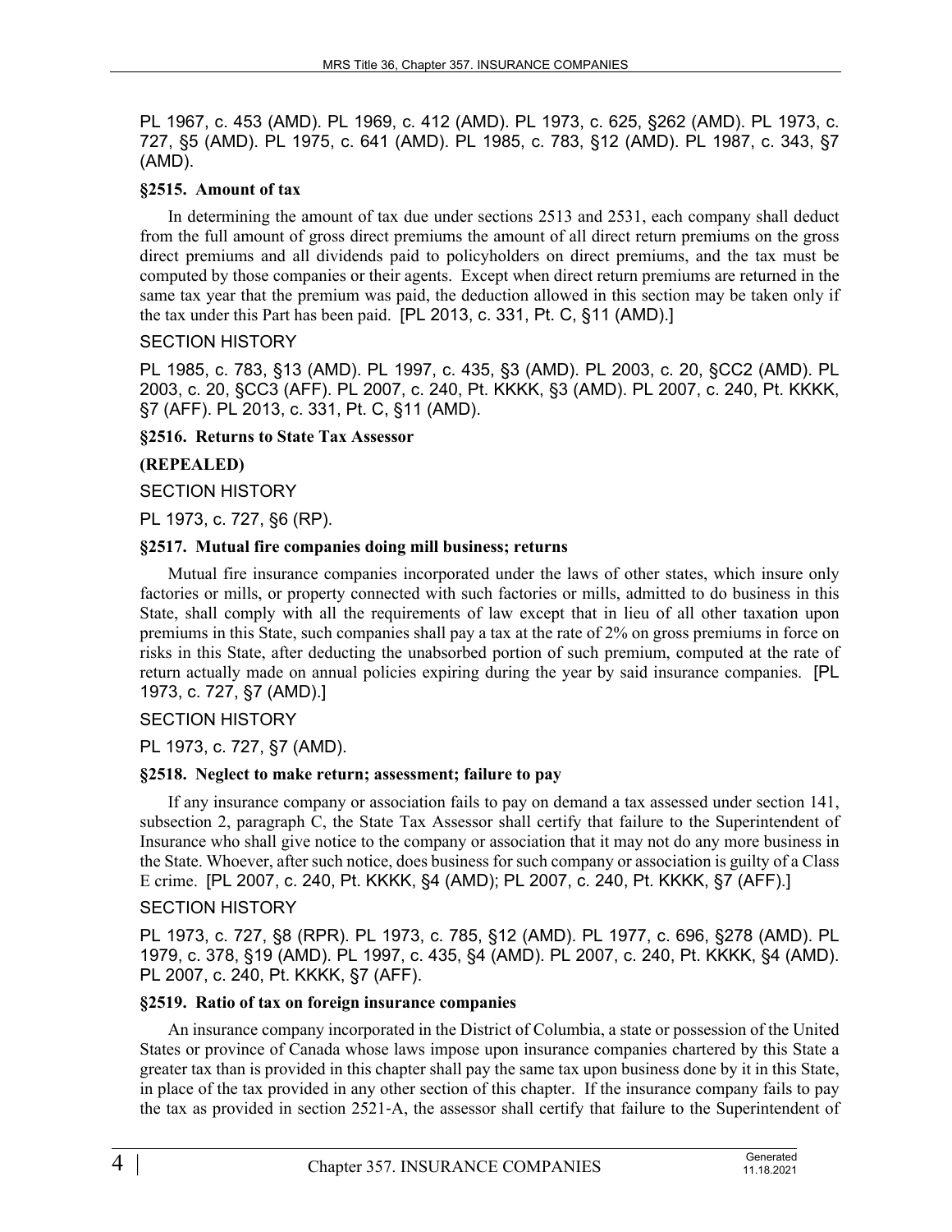PL 1967, c. 453 (AMD). PL 1969, c. 412 (AMD). PL 1973, c. 625, §262 (AMD). PL 1973, c. 727, §5 (AMD). PL 1975, c. 641 (AMD). PL 1985, c. 783, §12 (AMD). PL 1987, c. 343, §7 (AMD).

**§2515. Amount of tax**

In determining the amount of tax due under sections 2513 and 2531, each company shall deduct from the full amount of gross direct premiums the amount of all direct return premiums on the gross direct premiums and all dividends paid to policyholders on direct premiums, and the tax must be computed by those companies or their agents. Except when direct return premiums are returned in the same tax year that the premium was paid, the deduction allowed in this section may be taken only if the tax under this Part has been paid. [PL 2013, c. 331, Pt. C, §11 (AMD).]

SECTION HISTORY

PL 1985, c. 783, §13 (AMD). PL 1997, c. 435, §3 (AMD). PL 2003, c. 20, §CC2 (AMD). PL 2003, c. 20, §CC3 (AFF). PL 2007, c. 240, Pt. KKKK, §3 (AMD). PL 2007, c. 240, Pt. KKKK, §7 (AFF). PL 2013, c. 331, Pt. C, §11 (AMD).

**§2516. Returns to State Tax Assessor**

**(REPEALED)**

SECTION HISTORY

PL 1973, c. 727, §6 (RP).

**§2517. Mutual fire companies doing mill business; returns**

Mutual fire insurance companies incorporated under the laws of other states, which insure only factories or mills, or property connected with such factories or mills, admitted to do business in this State, shall comply with all the requirements of law except that in lieu of all other taxation upon premiums in this State, such companies shall pay a tax at the rate of 2% on gross premiums in force on risks in this State, after deducting the unabsorbed portion of such premium, computed at the rate of return actually made on annual policies expiring during the year by said insurance companies. [PL 1973, c. 727, §7 (AMD).]

SECTION HISTORY

PL 1973, c. 727, §7 (AMD).

**§2518. Neglect to make return; assessment; failure to pay**

If any insurance company or association fails to pay on demand a tax assessed under section 141, subsection 2, paragraph C, the State Tax Assessor shall certify that failure to the Superintendent of Insurance who shall give notice to the company or association that it may not do any more business in the State. Whoever, after such notice, does business for such company or association is guilty of a Class E crime. [PL 2007, c. 240, Pt. KKKK, §4 (AMD); PL 2007, c. 240, Pt. KKKK, §7 (AFF).]

SECTION HISTORY

PL 1973, c. 727, §8 (RPR). PL 1973, c. 785, §12 (AMD). PL 1977, c. 696, §278 (AMD). PL 1979, c. 378, §19 (AMD). PL 1997, c. 435, §4 (AMD). PL 2007, c. 240, Pt. KKKK, §4 (AMD). PL 2007, c. 240, Pt. KKKK, §7 (AFF).

**§2519. Ratio of tax on foreign insurance companies**

An insurance company incorporated in the District of Columbia, a state or possession of the United States or province of Canada whose laws impose upon insurance companies chartered by this State a greater tax than is provided in this chapter shall pay the same tax upon business done by it in this State, in place of the tax provided in any other section of this chapter. If the insurance company fails to pay the tax as provided in section 2521-A, the assessor shall certify that failure to the Superintendent of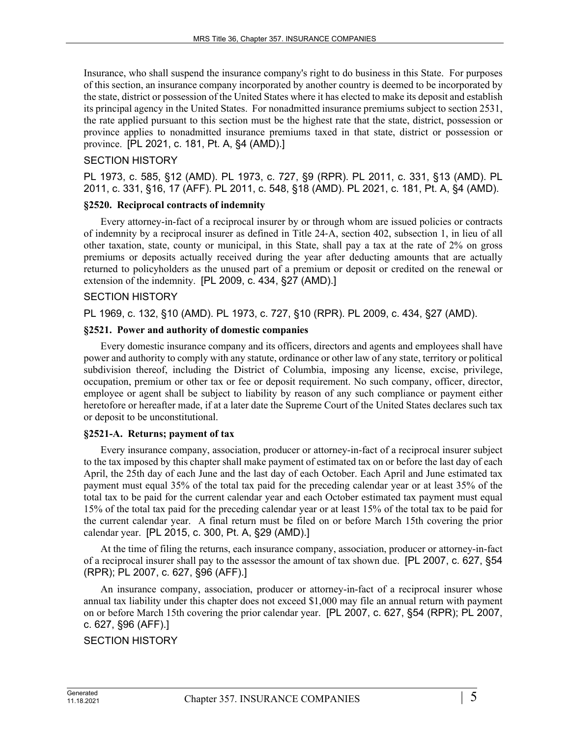Insurance, who shall suspend the insurance company's right to do business in this State. For purposes of this section, an insurance company incorporated by another country is deemed to be incorporated by the state, district or possession of the United States where it has elected to make its deposit and establish its principal agency in the United States. For nonadmitted insurance premiums subject to section 2531, the rate applied pursuant to this section must be the highest rate that the state, district, possession or province applies to nonadmitted insurance premiums taxed in that state, district or possession or province. [PL 2021, c. 181, Pt. A, §4 (AMD).]

SECTION HISTORY

PL 1973, c. 585, §12 (AMD). PL 1973, c. 727, §9 (RPR). PL 2011, c. 331, §13 (AMD). PL 2011, c. 331, §16, 17 (AFF). PL 2011, c. 548, §18 (AMD). PL 2021, c. 181, Pt. A, §4 (AMD).

### §2520. Reciprocal contracts of indemnity

Every attorney-in-fact of a reciprocal insurer by or through whom are issued policies or contracts of indemnity by a reciprocal insurer as defined in Title 24-A, section 402, subsection 1, in lieu of all other taxation, state, county or municipal, in this State, shall pay a tax at the rate of 2% on gross premiums or deposits actually received during the year after deducting amounts that are actually returned to policyholders as the unused part of a premium or deposit or credited on the renewal or extension of the indemnity. [PL 2009, c. 434, §27 (AMD).]

SECTION HISTORY

PL 1969, c. 132, §10 (AMD). PL 1973, c. 727, §10 (RPR). PL 2009, c. 434, §27 (AMD).

### §2521. Power and authority of domestic companies

Every domestic insurance company and its officers, directors and agents and employees shall have power and authority to comply with any statute, ordinance or other law of any state, territory or political subdivision thereof, including the District of Columbia, imposing any license, excise, privilege, occupation, premium or other tax or fee or deposit requirement. No such company, officer, director, employee or agent shall be subject to liability by reason of any such compliance or payment either heretofore or hereafter made, if at a later date the Supreme Court of the United States declares such tax or deposit to be unconstitutional.

### §2521-A. Returns; payment of tax

Every insurance company, association, producer or attorney-in-fact of a reciprocal insurer subject to the tax imposed by this chapter shall make payment of estimated tax on or before the last day of each April, the 25th day of each June and the last day of each October. Each April and June estimated tax payment must equal 35% of the total tax paid for the preceding calendar year or at least 35% of the total tax to be paid for the current calendar year and each October estimated tax payment must equal 15% of the total tax paid for the preceding calendar year or at least 15% of the total tax to be paid for the current calendar year. A final return must be filed on or before March 15th covering the prior calendar year. [PL 2015, c. 300, Pt. A, §29 (AMD).]

At the time of filing the returns, each insurance company, association, producer or attorney-in-fact of a reciprocal insurer shall pay to the assessor the amount of tax shown due. [PL 2007, c. 627, §54 (RPR); PL 2007, c. 627, §96 (AFF).]

An insurance company, association, producer or attorney-in-fact of a reciprocal insurer whose annual tax liability under this chapter does not exceed $1,000 may file an annual return with payment on or before March 15th covering the prior calendar year. [PL 2007, c. 627, §54 (RPR); PL 2007, c. 627, §96 (AFF).]

SECTION HISTORY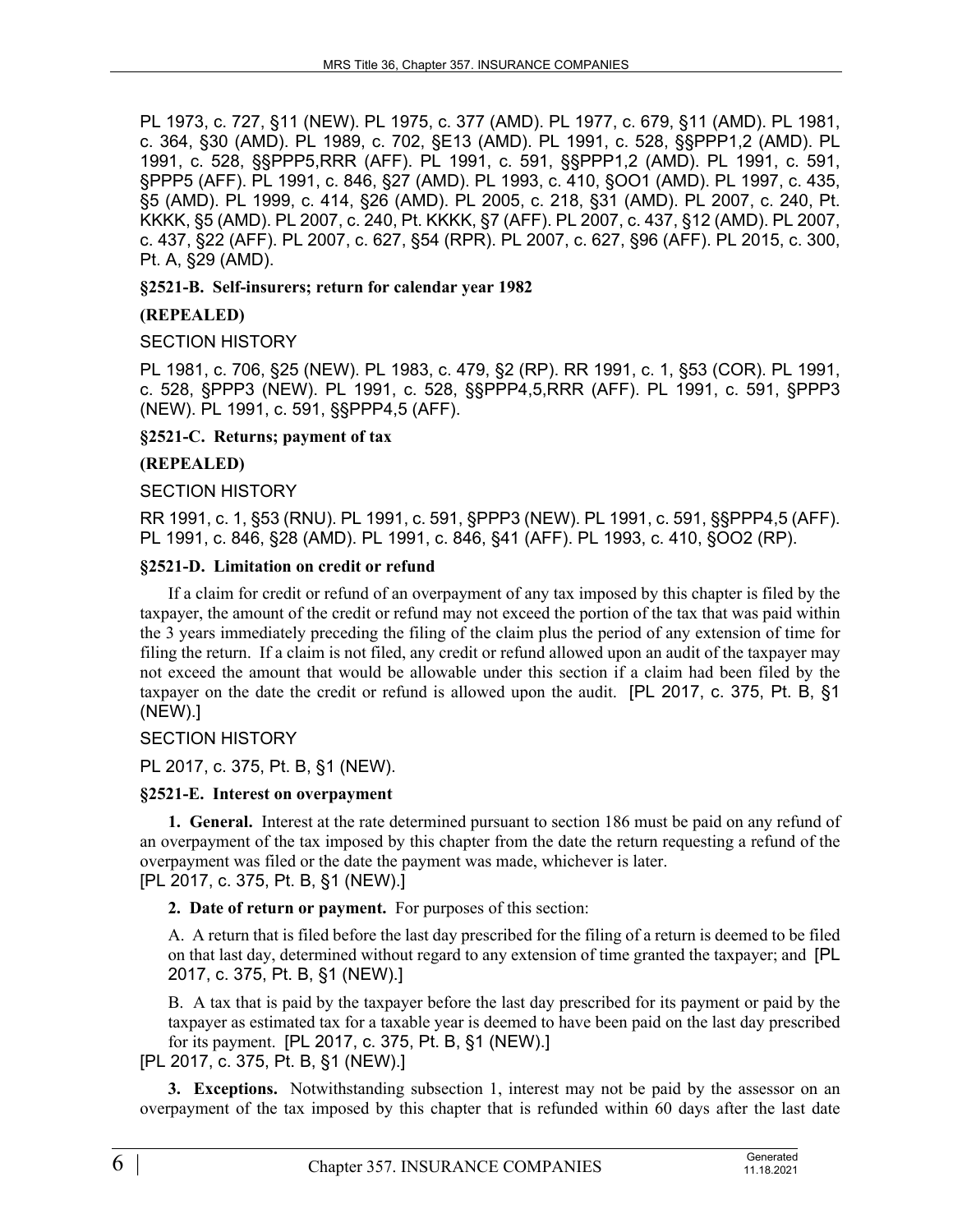PL 1973, c. 727, §11 (NEW). PL 1975, c. 377 (AMD). PL 1977, c. 679, §11 (AMD). PL 1981, c. 364, §30 (AMD). PL 1989, c. 702, §E13 (AMD). PL 1991, c. 528, §§PPP1,2 (AMD). PL 1991, c. 528, §§PPP5,RRR (AFF). PL 1991, c. 591, §§PPP1,2 (AMD). PL 1991, c. 591, §PPP5 (AFF). PL 1991, c. 846, §27 (AMD). PL 1993, c. 410, §OO1 (AMD). PL 1997, c. 435, §5 (AMD). PL 1999, c. 414, §26 (AMD). PL 2005, c. 218, §31 (AMD). PL 2007, c. 240, Pt. KKKK, §5 (AMD). PL 2007, c. 240, Pt. KKKK, §7 (AFF). PL 2007, c. 437, §12 (AMD). PL 2007, c. 437, §22 (AFF). PL 2007, c. 627, §54 (RPR). PL 2007, c. 627, §96 (AFF). PL 2015, c. 300, Pt. A, §29 (AMD).

**§2521-B. Self-insurers; return for calendar year 1982**

**(REPEALED)**

SECTION HISTORY

PL 1981, c. 706, §25 (NEW). PL 1983, c. 479, §2 (RP). RR 1991, c. 1, §53 (COR). PL 1991, c. 528, §PPP3 (NEW). PL 1991, c. 528, §§PPP4,5,RRR (AFF). PL 1991, c. 591, §PPP3 (NEW). PL 1991, c. 591, §§PPP4,5 (AFF).

**§2521-C. Returns; payment of tax**

**(REPEALED)**

SECTION HISTORY

RR 1991, c. 1, §53 (RNU). PL 1991, c. 591, §PPP3 (NEW). PL 1991, c. 591, §§PPP4,5 (AFF). PL 1991, c. 846, §28 (AMD). PL 1991, c. 846, §41 (AFF). PL 1993, c. 410, §OO2 (RP).

**§2521-D. Limitation on credit or refund**

If a claim for credit or refund of an overpayment of any tax imposed by this chapter is filed by the taxpayer, the amount of the credit or refund may not exceed the portion of the tax that was paid within the 3 years immediately preceding the filing of the claim plus the period of any extension of time for filing the return. If a claim is not filed, any credit or refund allowed upon an audit of the taxpayer may not exceed the amount that would be allowable under this section if a claim had been filed by the taxpayer on the date the credit or refund is allowed upon the audit. [PL 2017, c. 375, Pt. B, §1 (NEW).]

SECTION HISTORY

PL 2017, c. 375, Pt. B, §1 (NEW).

**§2521-E. Interest on overpayment**

**1. General.** Interest at the rate determined pursuant to section 186 must be paid on any refund of an overpayment of the tax imposed by this chapter from the date the return requesting a refund of the overpayment was filed or the date the payment was made, whichever is later.
[PL 2017, c. 375, Pt. B, §1 (NEW).]

**2. Date of return or payment.** For purposes of this section:

A. A return that is filed before the last day prescribed for the filing of a return is deemed to be filed on that last day, determined without regard to any extension of time granted the taxpayer; and [PL 2017, c. 375, Pt. B, §1 (NEW).]

B. A tax that is paid by the taxpayer before the last day prescribed for its payment or paid by the taxpayer as estimated tax for a taxable year is deemed to have been paid on the last day prescribed for its payment. [PL 2017, c. 375, Pt. B, §1 (NEW).]

[PL 2017, c. 375, Pt. B, §1 (NEW).]

**3. Exceptions.** Notwithstanding subsection 1, interest may not be paid by the assessor on an overpayment of the tax imposed by this chapter that is refunded within 60 days after the last date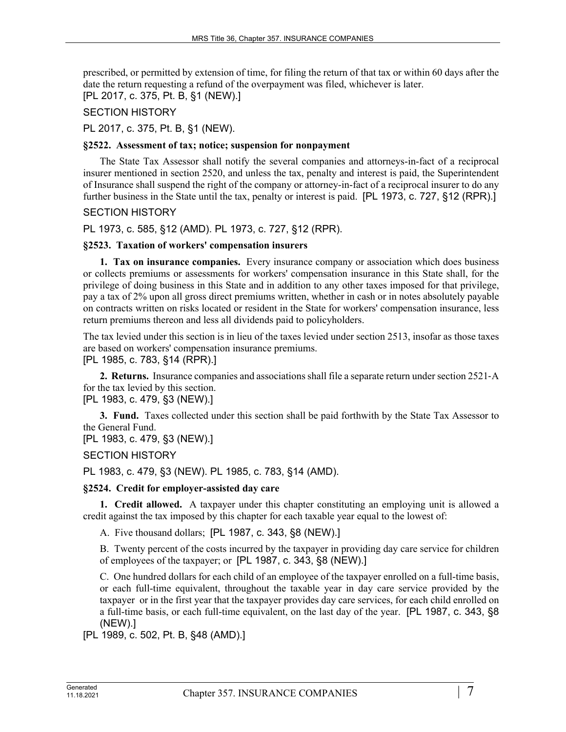prescribed, or permitted by extension of time, for filing the return of that tax or within 60 days after the date the return requesting a refund of the overpayment was filed, whichever is later.
[PL 2017, c. 375, Pt. B, §1 (NEW).]

SECTION HISTORY

PL 2017, c. 375, Pt. B, §1 (NEW).

**§2522. Assessment of tax; notice; suspension for nonpayment**

The State Tax Assessor shall notify the several companies and attorneys-in-fact of a reciprocal insurer mentioned in section 2520, and unless the tax, penalty and interest is paid, the Superintendent of Insurance shall suspend the right of the company or attorney-in-fact of a reciprocal insurer to do any further business in the State until the tax, penalty or interest is paid. [PL 1973, c. 727, §12 (RPR).]

SECTION HISTORY

PL 1973, c. 585, §12 (AMD). PL 1973, c. 727, §12 (RPR).

**§2523. Taxation of workers' compensation insurers**

**1. Tax on insurance companies.** Every insurance company or association which does business or collects premiums or assessments for workers' compensation insurance in this State shall, for the privilege of doing business in this State and in addition to any other taxes imposed for that privilege, pay a tax of 2% upon all gross direct premiums written, whether in cash or in notes absolutely payable on contracts written on risks located or resident in the State for workers' compensation insurance, less return premiums thereon and less all dividends paid to policyholders.

The tax levied under this section is in lieu of the taxes levied under section 2513, insofar as those taxes are based on workers' compensation insurance premiums.
[PL 1985, c. 783, §14 (RPR).]

**2. Returns.** Insurance companies and associations shall file a separate return under section 2521-A for the tax levied by this section.
[PL 1983, c. 479, §3 (NEW).]

**3. Fund.** Taxes collected under this section shall be paid forthwith by the State Tax Assessor to the General Fund.
[PL 1983, c. 479, §3 (NEW).]

SECTION HISTORY

PL 1983, c. 479, §3 (NEW). PL 1985, c. 783, §14 (AMD).

**§2524. Credit for employer-assisted day care**

**1. Credit allowed.** A taxpayer under this chapter constituting an employing unit is allowed a credit against the tax imposed by this chapter for each taxable year equal to the lowest of:

A. Five thousand dollars; [PL 1987, c. 343, §8 (NEW).]

B. Twenty percent of the costs incurred by the taxpayer in providing day care service for children of employees of the taxpayer; or [PL 1987, c. 343, §8 (NEW).]

C. One hundred dollars for each child of an employee of the taxpayer enrolled on a full-time basis, or each full-time equivalent, throughout the taxable year in day care service provided by the taxpayer or in the first year that the taxpayer provides day care services, for each child enrolled on a full-time basis, or each full-time equivalent, on the last day of the year. [PL 1987, c. 343, §8 (NEW).]

[PL 1989, c. 502, Pt. B, §48 (AMD).]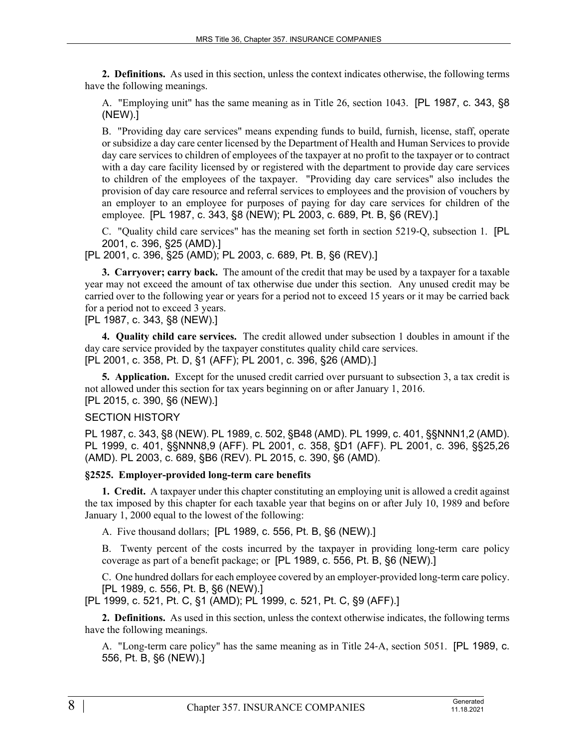**2. Definitions.** As used in this section, unless the context indicates otherwise, the following terms have the following meanings.

A. "Employing unit" has the same meaning as in Title 26, section 1043. [PL 1987, c. 343, §8 (NEW).]

B. "Providing day care services" means expending funds to build, furnish, license, staff, operate or subsidize a day care center licensed by the Department of Health and Human Services to provide day care services to children of employees of the taxpayer at no profit to the taxpayer or to contract with a day care facility licensed by or registered with the department to provide day care services to children of the employees of the taxpayer. "Providing day care services" also includes the provision of day care resource and referral services to employees and the provision of vouchers by an employer to an employee for purposes of paying for day care services for children of the employee. [PL 1987, c. 343, §8 (NEW); PL 2003, c. 689, Pt. B, §6 (REV).]

C. "Quality child care services" has the meaning set forth in section 5219-Q, subsection 1. [PL 2001, c. 396, §25 (AMD).]

[PL 2001, c. 396, §25 (AMD); PL 2003, c. 689, Pt. B, §6 (REV).]

**3. Carryover; carry back.** The amount of the credit that may be used by a taxpayer for a taxable year may not exceed the amount of tax otherwise due under this section. Any unused credit may be carried over to the following year or years for a period not to exceed 15 years or it may be carried back for a period not to exceed 3 years.

[PL 1987, c. 343, §8 (NEW).]

**4. Quality child care services.** The credit allowed under subsection 1 doubles in amount if the day care service provided by the taxpayer constitutes quality child care services.

[PL 2001, c. 358, Pt. D, §1 (AFF); PL 2001, c. 396, §26 (AMD).]

**5. Application.** Except for the unused credit carried over pursuant to subsection 3, a tax credit is not allowed under this section for tax years beginning on or after January 1, 2016.

[PL 2015, c. 390, §6 (NEW).]

SECTION HISTORY

PL 1987, c. 343, §8 (NEW). PL 1989, c. 502, §B48 (AMD). PL 1999, c. 401, §§NNN1,2 (AMD). PL 1999, c. 401, §§NNN8,9 (AFF). PL 2001, c. 358, §D1 (AFF). PL 2001, c. 396, §§25,26 (AMD). PL 2003, c. 689, §B6 (REV). PL 2015, c. 390, §6 (AMD).

### §2525. Employer-provided long-term care benefits

**1. Credit.** A taxpayer under this chapter constituting an employing unit is allowed a credit against the tax imposed by this chapter for each taxable year that begins on or after July 10, 1989 and before January 1, 2000 equal to the lowest of the following:

A. Five thousand dollars; [PL 1989, c. 556, Pt. B, §6 (NEW).]

B. Twenty percent of the costs incurred by the taxpayer in providing long-term care policy coverage as part of a benefit package; or [PL 1989, c. 556, Pt. B, §6 (NEW).]

C. One hundred dollars for each employee covered by an employer-provided long-term care policy. [PL 1989, c. 556, Pt. B, §6 (NEW).]

[PL 1999, c. 521, Pt. C, §1 (AMD); PL 1999, c. 521, Pt. C, §9 (AFF).]

**2. Definitions.** As used in this section, unless the context otherwise indicates, the following terms have the following meanings.

A. "Long-term care policy" has the same meaning as in Title 24-A, section 5051. [PL 1989, c. 556, Pt. B, §6 (NEW).]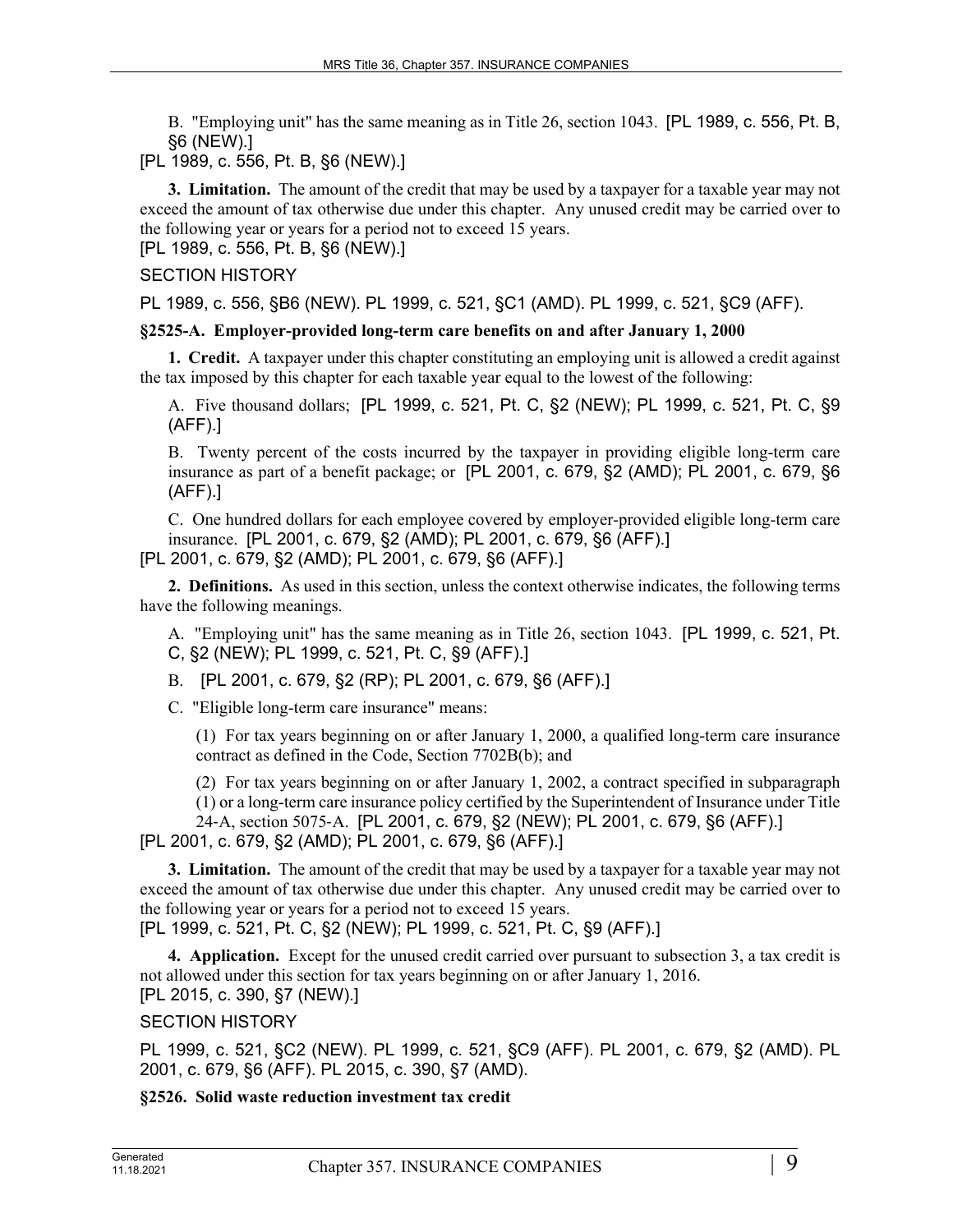B. "Employing unit" has the same meaning as in Title 26, section 1043. [PL 1989, c. 556, Pt. B, §6 (NEW).]

[PL 1989, c. 556, Pt. B, §6 (NEW).]

**3. Limitation.** The amount of the credit that may be used by a taxpayer for a taxable year may not exceed the amount of tax otherwise due under this chapter. Any unused credit may be carried over to the following year or years for a period not to exceed 15 years.

[PL 1989, c. 556, Pt. B, §6 (NEW).]

SECTION HISTORY

PL 1989, c. 556, §B6 (NEW). PL 1999, c. 521, §C1 (AMD). PL 1999, c. 521, §C9 (AFF).

**§2525-A. Employer-provided long-term care benefits on and after January 1, 2000**

**1. Credit.** A taxpayer under this chapter constituting an employing unit is allowed a credit against the tax imposed by this chapter for each taxable year equal to the lowest of the following:

A. Five thousand dollars; [PL 1999, c. 521, Pt. C, §2 (NEW); PL 1999, c. 521, Pt. C, §9 (AFF).]

B. Twenty percent of the costs incurred by the taxpayer in providing eligible long-term care insurance as part of a benefit package; or [PL 2001, c. 679, §2 (AMD); PL 2001, c. 679, §6 (AFF).]

C. One hundred dollars for each employee covered by employer-provided eligible long-term care insurance. [PL 2001, c. 679, §2 (AMD); PL 2001, c. 679, §6 (AFF).]

[PL 2001, c. 679, §2 (AMD); PL 2001, c. 679, §6 (AFF).]

**2. Definitions.** As used in this section, unless the context otherwise indicates, the following terms have the following meanings.

A. "Employing unit" has the same meaning as in Title 26, section 1043. [PL 1999, c. 521, Pt. C, §2 (NEW); PL 1999, c. 521, Pt. C, §9 (AFF).]

B. [PL 2001, c. 679, §2 (RP); PL 2001, c. 679, §6 (AFF).]

C. "Eligible long-term care insurance" means:

(1) For tax years beginning on or after January 1, 2000, a qualified long-term care insurance contract as defined in the Code, Section 7702B(b); and

(2) For tax years beginning on or after January 1, 2002, a contract specified in subparagraph (1) or a long-term care insurance policy certified by the Superintendent of Insurance under Title 24-A, section 5075-A. [PL 2001, c. 679, §2 (NEW); PL 2001, c. 679, §6 (AFF).]

[PL 2001, c. 679, §2 (AMD); PL 2001, c. 679, §6 (AFF).]

**3. Limitation.** The amount of the credit that may be used by a taxpayer for a taxable year may not exceed the amount of tax otherwise due under this chapter. Any unused credit may be carried over to the following year or years for a period not to exceed 15 years.

[PL 1999, c. 521, Pt. C, §2 (NEW); PL 1999, c. 521, Pt. C, §9 (AFF).]

**4. Application.** Except for the unused credit carried over pursuant to subsection 3, a tax credit is not allowed under this section for tax years beginning on or after January 1, 2016.

[PL 2015, c. 390, §7 (NEW).]

SECTION HISTORY

PL 1999, c. 521, §C2 (NEW). PL 1999, c. 521, §C9 (AFF). PL 2001, c. 679, §2 (AMD). PL 2001, c. 679, §6 (AFF). PL 2015, c. 390, §7 (AMD).

**§2526. Solid waste reduction investment tax credit**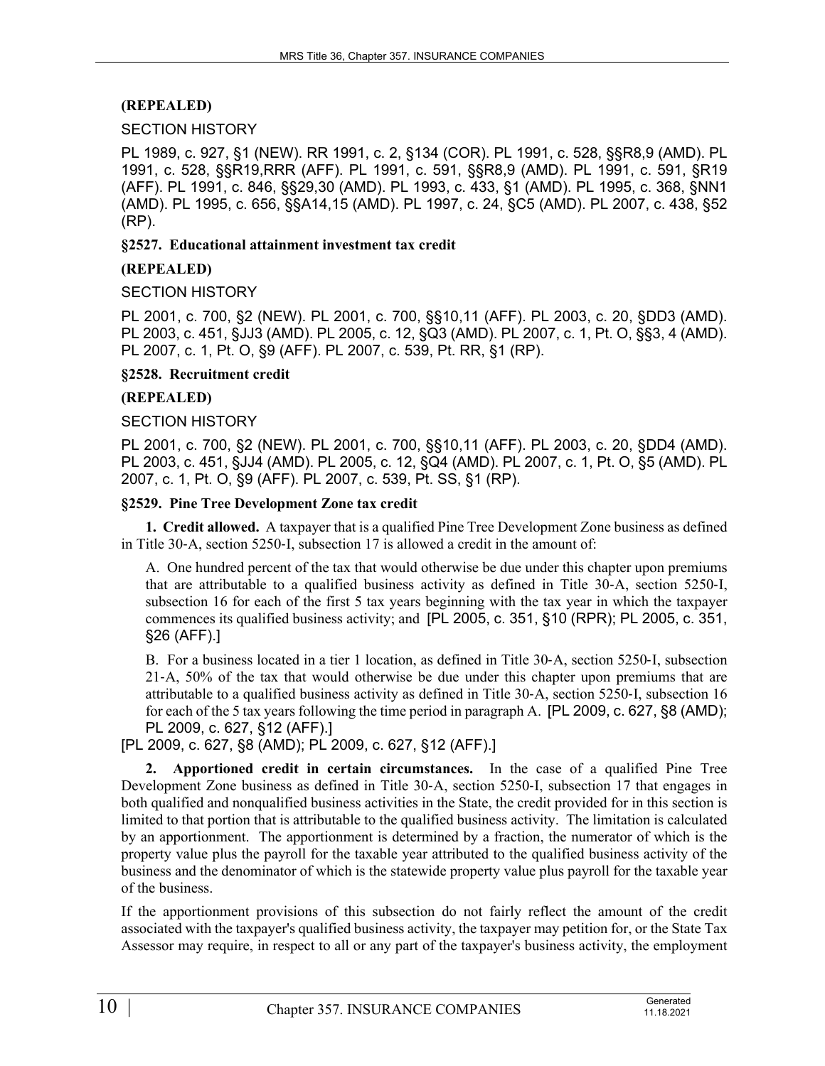**(REPEALED)**

SECTION HISTORY

PL 1989, c. 927, §1 (NEW). RR 1991, c. 2, §134 (COR). PL 1991, c. 528, §§R8,9 (AMD). PL 1991, c. 528, §§R19,RRR (AFF). PL 1991, c. 591, §§R8,9 (AMD). PL 1991, c. 591, §R19 (AFF). PL 1991, c. 846, §§29,30 (AMD). PL 1993, c. 433, §1 (AMD). PL 1995, c. 368, §NN1 (AMD). PL 1995, c. 656, §§A14,15 (AMD). PL 1997, c. 24, §C5 (AMD). PL 2007, c. 438, §52 (RP).

**§2527. Educational attainment investment tax credit**

**(REPEALED)**

SECTION HISTORY

PL 2001, c. 700, §2 (NEW). PL 2001, c. 700, §§10,11 (AFF). PL 2003, c. 20, §DD3 (AMD). PL 2003, c. 451, §JJ3 (AMD). PL 2005, c. 12, §Q3 (AMD). PL 2007, c. 1, Pt. O, §§3, 4 (AMD). PL 2007, c. 1, Pt. O, §9 (AFF). PL 2007, c. 539, Pt. RR, §1 (RP).

**§2528. Recruitment credit**

**(REPEALED)**

SECTION HISTORY

PL 2001, c. 700, §2 (NEW). PL 2001, c. 700, §§10,11 (AFF). PL 2003, c. 20, §DD4 (AMD). PL 2003, c. 451, §JJ4 (AMD). PL 2005, c. 12, §Q4 (AMD). PL 2007, c. 1, Pt. O, §5 (AMD). PL 2007, c. 1, Pt. O, §9 (AFF). PL 2007, c. 539, Pt. SS, §1 (RP).

**§2529. Pine Tree Development Zone tax credit**

**1. Credit allowed.** A taxpayer that is a qualified Pine Tree Development Zone business as defined in Title 30-A, section 5250-I, subsection 17 is allowed a credit in the amount of:

A. One hundred percent of the tax that would otherwise be due under this chapter upon premiums that are attributable to a qualified business activity as defined in Title 30-A, section 5250-I, subsection 16 for each of the first 5 tax years beginning with the tax year in which the taxpayer commences its qualified business activity; and [PL 2005, c. 351, §10 (RPR); PL 2005, c. 351, §26 (AFF).]

B. For a business located in a tier 1 location, as defined in Title 30-A, section 5250-I, subsection 21-A, 50% of the tax that would otherwise be due under this chapter upon premiums that are attributable to a qualified business activity as defined in Title 30-A, section 5250-I, subsection 16 for each of the 5 tax years following the time period in paragraph A. [PL 2009, c. 627, §8 (AMD); PL 2009, c. 627, §12 (AFF).]

[PL 2009, c. 627, §8 (AMD); PL 2009, c. 627, §12 (AFF).]

**2. Apportioned credit in certain circumstances.** In the case of a qualified Pine Tree Development Zone business as defined in Title 30-A, section 5250-I, subsection 17 that engages in both qualified and nonqualified business activities in the State, the credit provided for in this section is limited to that portion that is attributable to the qualified business activity. The limitation is calculated by an apportionment. The apportionment is determined by a fraction, the numerator of which is the property value plus the payroll for the taxable year attributed to the qualified business activity of the business and the denominator of which is the statewide property value plus payroll for the taxable year of the business.

If the apportionment provisions of this subsection do not fairly reflect the amount of the credit associated with the taxpayer's qualified business activity, the taxpayer may petition for, or the State Tax Assessor may require, in respect to all or any part of the taxpayer's business activity, the employment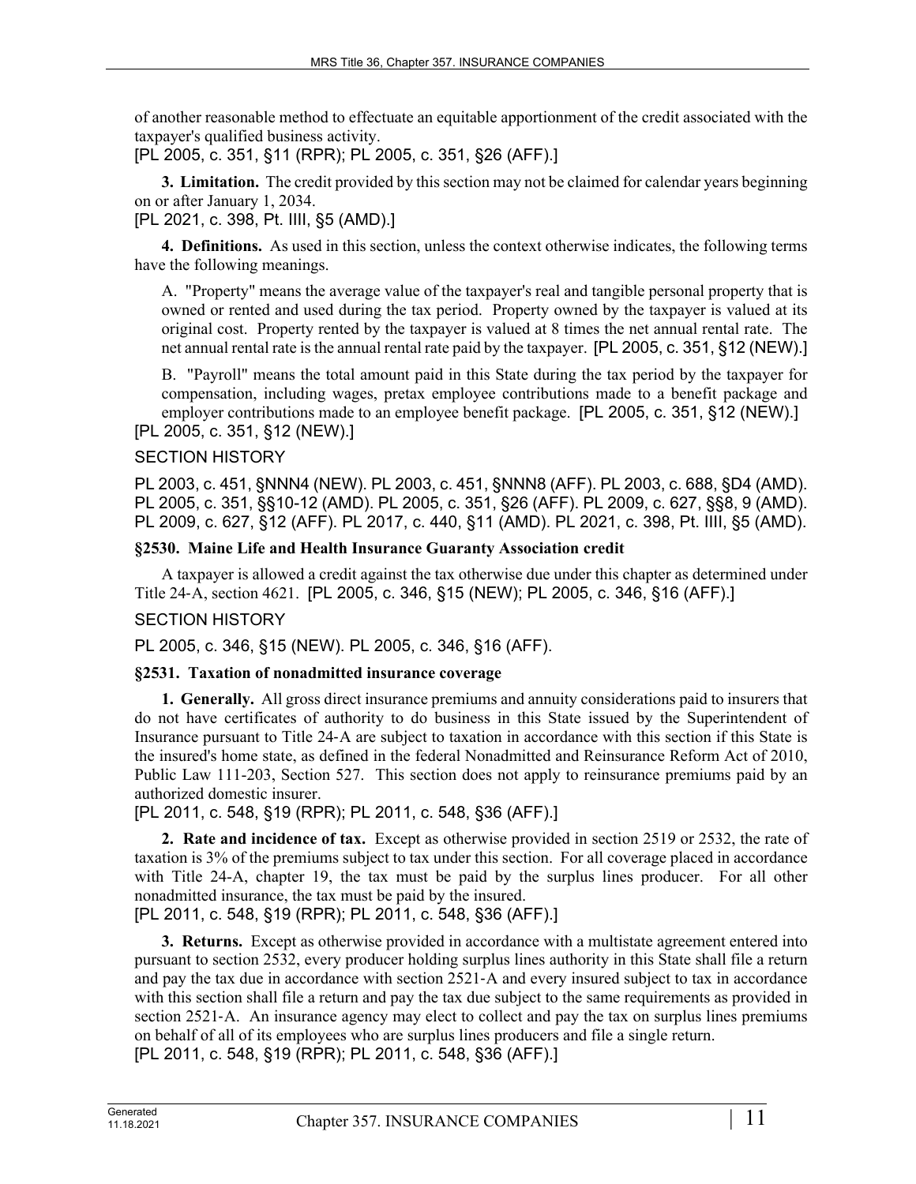of another reasonable method to effectuate an equitable apportionment of the credit associated with the taxpayer's qualified business activity.

[PL 2005, c. 351, §11 (RPR); PL 2005, c. 351, §26 (AFF).]

**3. Limitation.** The credit provided by this section may not be claimed for calendar years beginning on or after January 1, 2034.

[PL 2021, c. 398, Pt. IIII, §5 (AMD).]

**4. Definitions.** As used in this section, unless the context otherwise indicates, the following terms have the following meanings.

A. "Property" means the average value of the taxpayer's real and tangible personal property that is owned or rented and used during the tax period. Property owned by the taxpayer is valued at its original cost. Property rented by the taxpayer is valued at 8 times the net annual rental rate. The net annual rental rate is the annual rental rate paid by the taxpayer. [PL 2005, c. 351, §12 (NEW).]

B. "Payroll" means the total amount paid in this State during the tax period by the taxpayer for compensation, including wages, pretax employee contributions made to a benefit package and employer contributions made to an employee benefit package. [PL 2005, c. 351, §12 (NEW).]

[PL 2005, c. 351, §12 (NEW).]

SECTION HISTORY

PL 2003, c. 451, §NNN4 (NEW). PL 2003, c. 451, §NNN8 (AFF). PL 2003, c. 688, §D4 (AMD). PL 2005, c. 351, §§10-12 (AMD). PL 2005, c. 351, §26 (AFF). PL 2009, c. 627, §§8, 9 (AMD). PL 2009, c. 627, §12 (AFF). PL 2017, c. 440, §11 (AMD). PL 2021, c. 398, Pt. IIII, §5 (AMD).

### §2530. Maine Life and Health Insurance Guaranty Association credit

A taxpayer is allowed a credit against the tax otherwise due under this chapter as determined under Title 24-A, section 4621. [PL 2005, c. 346, §15 (NEW); PL 2005, c. 346, §16 (AFF).]

SECTION HISTORY

PL 2005, c. 346, §15 (NEW). PL 2005, c. 346, §16 (AFF).

### §2531. Taxation of nonadmitted insurance coverage

**1. Generally.** All gross direct insurance premiums and annuity considerations paid to insurers that do not have certificates of authority to do business in this State issued by the Superintendent of Insurance pursuant to Title 24-A are subject to taxation in accordance with this section if this State is the insured's home state, as defined in the federal Nonadmitted and Reinsurance Reform Act of 2010, Public Law 111-203, Section 527. This section does not apply to reinsurance premiums paid by an authorized domestic insurer.

[PL 2011, c. 548, §19 (RPR); PL 2011, c. 548, §36 (AFF).]

**2. Rate and incidence of tax.** Except as otherwise provided in section 2519 or 2532, the rate of taxation is 3% of the premiums subject to tax under this section. For all coverage placed in accordance with Title 24-A, chapter 19, the tax must be paid by the surplus lines producer. For all other nonadmitted insurance, the tax must be paid by the insured.

[PL 2011, c. 548, §19 (RPR); PL 2011, c. 548, §36 (AFF).]

**3. Returns.** Except as otherwise provided in accordance with a multistate agreement entered into pursuant to section 2532, every producer holding surplus lines authority in this State shall file a return and pay the tax due in accordance with section 2521-A and every insured subject to tax in accordance with this section shall file a return and pay the tax due subject to the same requirements as provided in section 2521-A. An insurance agency may elect to collect and pay the tax on surplus lines premiums on behalf of all of its employees who are surplus lines producers and file a single return.

[PL 2011, c. 548, §19 (RPR); PL 2011, c. 548, §36 (AFF).]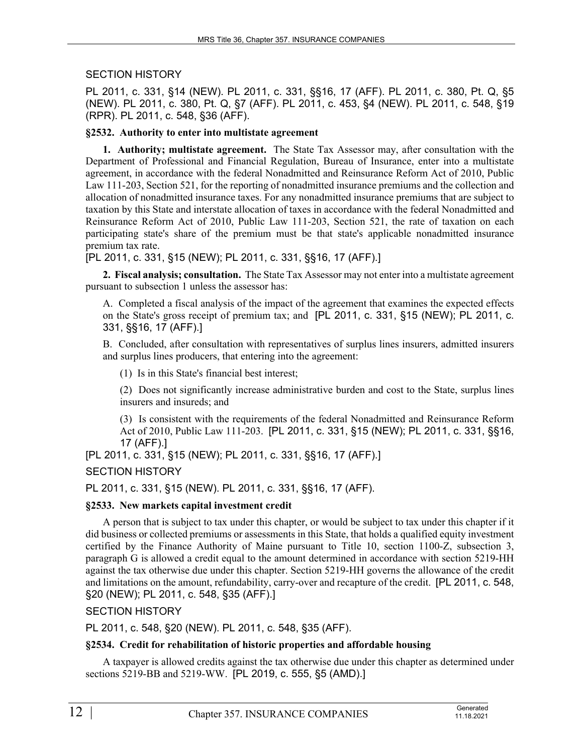SECTION HISTORY

PL 2011, c. 331, §14 (NEW). PL 2011, c. 331, §§16, 17 (AFF). PL 2011, c. 380, Pt. Q, §5 (NEW). PL 2011, c. 380, Pt. Q, §7 (AFF). PL 2011, c. 453, §4 (NEW). PL 2011, c. 548, §19 (RPR). PL 2011, c. 548, §36 (AFF).

### §2532. Authority to enter into multistate agreement

**1. Authority; multistate agreement.** The State Tax Assessor may, after consultation with the Department of Professional and Financial Regulation, Bureau of Insurance, enter into a multistate agreement, in accordance with the federal Nonadmitted and Reinsurance Reform Act of 2010, Public Law 111-203, Section 521, for the reporting of nonadmitted insurance premiums and the collection and allocation of nonadmitted insurance taxes. For any nonadmitted insurance premiums that are subject to taxation by this State and interstate allocation of taxes in accordance with the federal Nonadmitted and Reinsurance Reform Act of 2010, Public Law 111-203, Section 521, the rate of taxation on each participating state's share of the premium must be that state's applicable nonadmitted insurance premium tax rate.

[PL 2011, c. 331, §15 (NEW); PL 2011, c. 331, §§16, 17 (AFF).]

**2. Fiscal analysis; consultation.** The State Tax Assessor may not enter into a multistate agreement pursuant to subsection 1 unless the assessor has:

A. Completed a fiscal analysis of the impact of the agreement that examines the expected effects on the State's gross receipt of premium tax; and [PL 2011, c. 331, §15 (NEW); PL 2011, c. 331, §§16, 17 (AFF).]

B. Concluded, after consultation with representatives of surplus lines insurers, admitted insurers and surplus lines producers, that entering into the agreement:

(1) Is in this State's financial best interest;

(2) Does not significantly increase administrative burden and cost to the State, surplus lines insurers and insureds; and

(3) Is consistent with the requirements of the federal Nonadmitted and Reinsurance Reform Act of 2010, Public Law 111-203. [PL 2011, c. 331, §15 (NEW); PL 2011, c. 331, §§16, 17 (AFF).]

[PL 2011, c. 331, §15 (NEW); PL 2011, c. 331, §§16, 17 (AFF).]

SECTION HISTORY

PL 2011, c. 331, §15 (NEW). PL 2011, c. 331, §§16, 17 (AFF).

### §2533. New markets capital investment credit

A person that is subject to tax under this chapter, or would be subject to tax under this chapter if it did business or collected premiums or assessments in this State, that holds a qualified equity investment certified by the Finance Authority of Maine pursuant to Title 10, section 1100-Z, subsection 3, paragraph G is allowed a credit equal to the amount determined in accordance with section 5219-HH against the tax otherwise due under this chapter. Section 5219-HH governs the allowance of the credit and limitations on the amount, refundability, carry-over and recapture of the credit. [PL 2011, c. 548, §20 (NEW); PL 2011, c. 548, §35 (AFF).]

SECTION HISTORY

PL 2011, c. 548, §20 (NEW). PL 2011, c. 548, §35 (AFF).

### §2534. Credit for rehabilitation of historic properties and affordable housing

A taxpayer is allowed credits against the tax otherwise due under this chapter as determined under sections 5219-BB and 5219-WW. [PL 2019, c. 555, §5 (AMD).]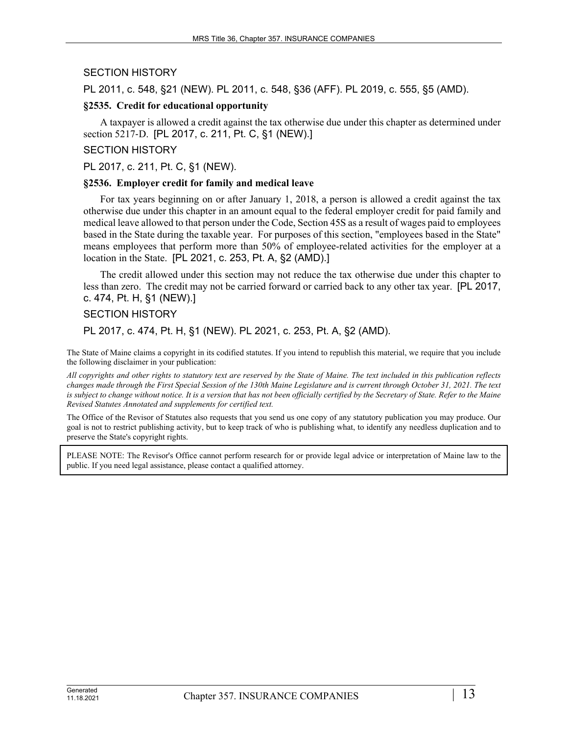SECTION HISTORY

PL 2011, c. 548, §21 (NEW). PL 2011, c. 548, §36 (AFF). PL 2019, c. 555, §5 (AMD).

### §2535. Credit for educational opportunity

A taxpayer is allowed a credit against the tax otherwise due under this chapter as determined under section 5217-D. [PL 2017, c. 211, Pt. C, §1 (NEW).]

SECTION HISTORY

PL 2017, c. 211, Pt. C, §1 (NEW).

### §2536. Employer credit for family and medical leave

For tax years beginning on or after January 1, 2018, a person is allowed a credit against the tax otherwise due under this chapter in an amount equal to the federal employer credit for paid family and medical leave allowed to that person under the Code, Section 45S as a result of wages paid to employees based in the State during the taxable year. For purposes of this section, "employees based in the State" means employees that perform more than 50% of employee-related activities for the employer at a location in the State. [PL 2021, c. 253, Pt. A, §2 (AMD).]

The credit allowed under this section may not reduce the tax otherwise due under this chapter to less than zero. The credit may not be carried forward or carried back to any other tax year. [PL 2017, c. 474, Pt. H, §1 (NEW).]

SECTION HISTORY

PL 2017, c. 474, Pt. H, §1 (NEW). PL 2021, c. 253, Pt. A, §2 (AMD).

The State of Maine claims a copyright in its codified statutes. If you intend to republish this material, we require that you include the following disclaimer in your publication:

*All copyrights and other rights to statutory text are reserved by the State of Maine. The text included in this publication reflects changes made through the First Special Session of the 130th Maine Legislature and is current through October 31, 2021. The text is subject to change without notice. It is a version that has not been officially certified by the Secretary of State. Refer to the Maine Revised Statutes Annotated and supplements for certified text.*

The Office of the Revisor of Statutes also requests that you send us one copy of any statutory publication you may produce. Our goal is not to restrict publishing activity, but to keep track of who is publishing what, to identify any needless duplication and to preserve the State's copyright rights.

PLEASE NOTE: The Revisor's Office cannot perform research for or provide legal advice or interpretation of Maine law to the public. If you need legal assistance, please contact a qualified attorney.